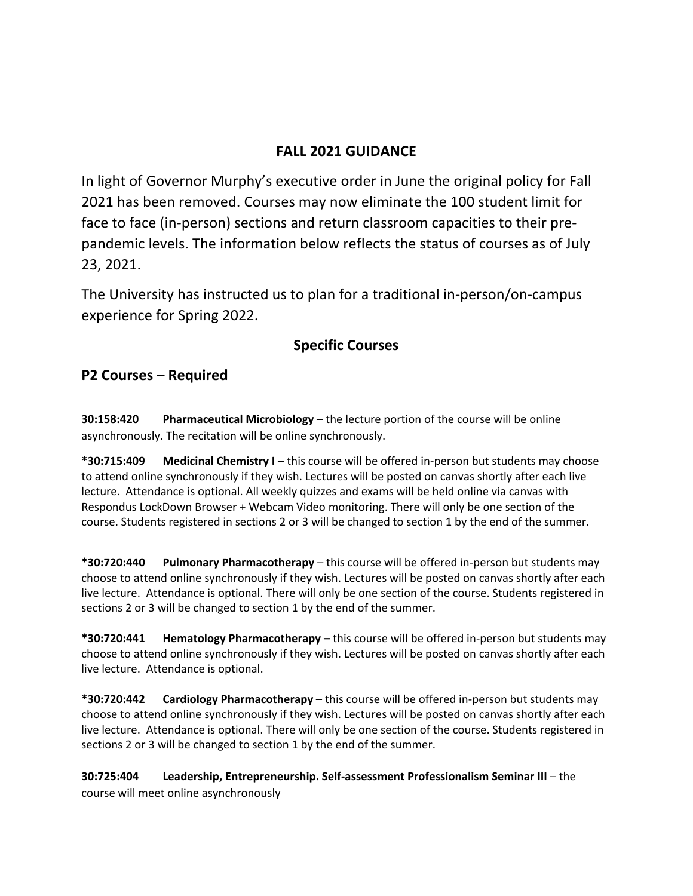# FALL 2021 GUIDANCE

In light of Governor Murphy's executive order in June the original policy for Fall 2021 has been removed. Courses may now eliminate the 100 student limit for face to face (in-person) sections and return classroom capacities to their pre-pandemic levels. The information below reflects the status of courses as of July 23, 2021.

The University has instructed us to plan for a traditional in-person/on-campus experience for Spring 2022.

## Specific Courses

### P2 Courses – Required

**30:158:420 Pharmaceutical Microbiology** – the lecture portion of the course will be online asynchronously. The recitation will be online synchronously.

**\*30:715:409 Medicinal Chemistry I** – this course will be offered in-person but students may choose to attend online synchronously if they wish. Lectures will be posted on canvas shortly after each live lecture. Attendance is optional. All weekly quizzes and exams will be held online via canvas with Respondus LockDown Browser + Webcam Video monitoring. There will only be one section of the course. Students registered in sections 2 or 3 will be changed to section 1 by the end of the summer.

**\*30:720:440 Pulmonary Pharmacotherapy** – this course will be offered in-person but students may choose to attend online synchronously if they wish. Lectures will be posted on canvas shortly after each live lecture. Attendance is optional. There will only be one section of the course. Students registered in sections 2 or 3 will be changed to section 1 by the end of the summer.

**\*30:720:441 Hematology Pharmacotherapy –** this course will be offered in-person but students may choose to attend online synchronously if they wish. Lectures will be posted on canvas shortly after each live lecture. Attendance is optional.

**\*30:720:442 Cardiology Pharmacotherapy** – this course will be offered in-person but students may choose to attend online synchronously if they wish. Lectures will be posted on canvas shortly after each live lecture. Attendance is optional. There will only be one section of the course. Students registered in sections 2 or 3 will be changed to section 1 by the end of the summer.

**30:725:404 Leadership, Entrepreneurship. Self-assessment Professionalism Seminar III** – the course will meet online asynchronously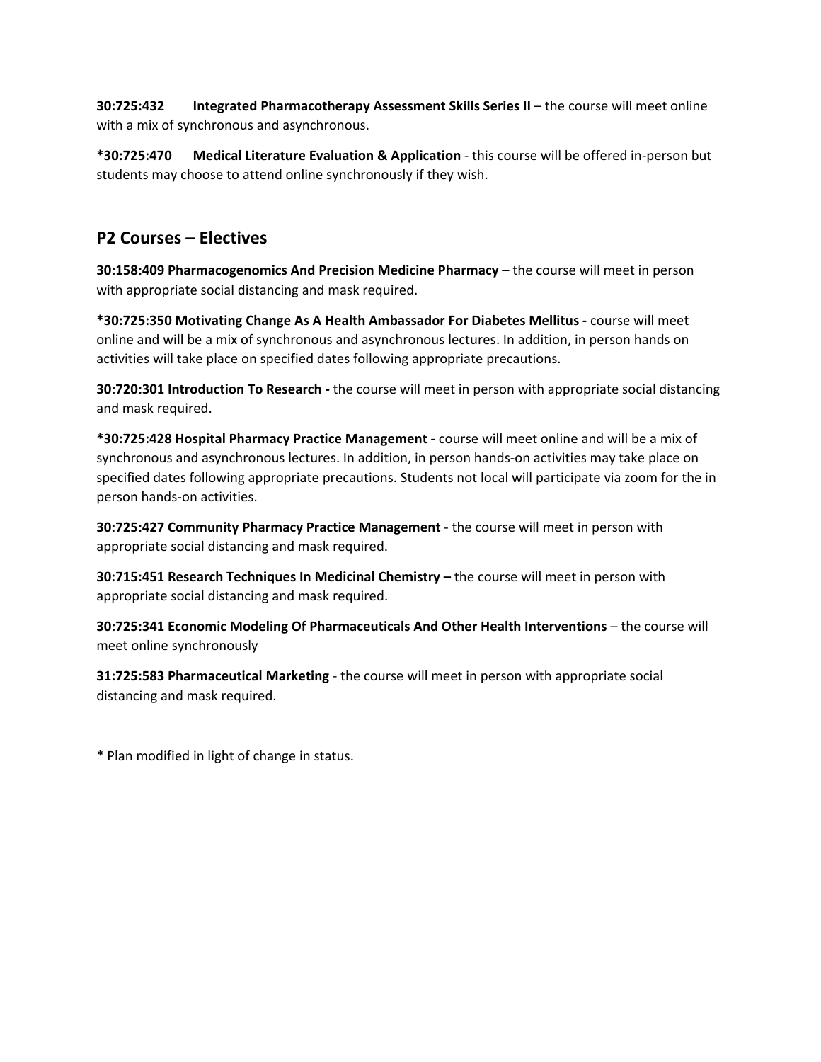**30:725:432 Integrated Pharmacotherapy Assessment Skills Series II** – the course will meet online with a mix of synchronous and asynchronous.

***30:725:470 Medical Literature Evaluation & Application** - this course will be offered in-person but students may choose to attend online synchronously if they wish.

## P2 Courses – Electives

**30:158:409 Pharmacogenomics And Precision Medicine Pharmacy** – the course will meet in person with appropriate social distancing and mask required.

***30:725:350 Motivating Change As A Health Ambassador For Diabetes Mellitus -** course will meet online and will be a mix of synchronous and asynchronous lectures. In addition, in person hands on activities will take place on specified dates following appropriate precautions.

**30:720:301 Introduction To Research -** the course will meet in person with appropriate social distancing and mask required.

***30:725:428 Hospital Pharmacy Practice Management -** course will meet online and will be a mix of synchronous and asynchronous lectures. In addition, in person hands-on activities may take place on specified dates following appropriate precautions. Students not local will participate via zoom for the in person hands-on activities.

**30:725:427 Community Pharmacy Practice Management** - the course will meet in person with appropriate social distancing and mask required.

**30:715:451 Research Techniques In Medicinal Chemistry –** the course will meet in person with appropriate social distancing and mask required.

**30:725:341 Economic Modeling Of Pharmaceuticals And Other Health Interventions** – the course will meet online synchronously

**31:725:583 Pharmaceutical Marketing** - the course will meet in person with appropriate social distancing and mask required.

* Plan modified in light of change in status.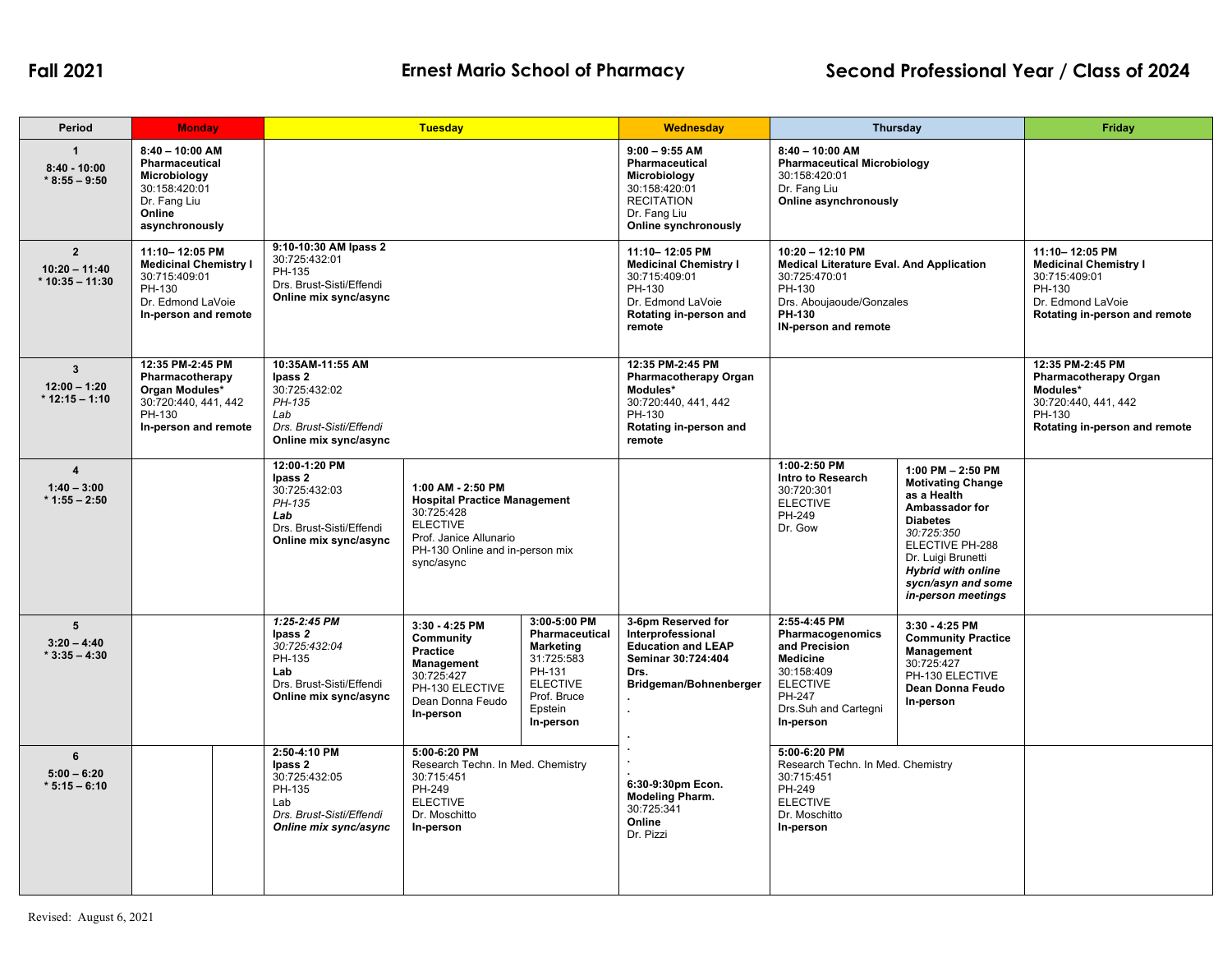**Fall 2021** **Ernest Mario School of Pharmacy** **Second Professional Year / Class of 2024**

| Period | Monday | Tuesday | Wednesday | Thursday | Friday |
|---|---|---|---|---|---|
| **1**<br>**8:40 - 10:00**<br>**\* 8:55 – 9:50** | **8:40 – 10:00 AM**<br>**Pharmaceutical Microbiology**<br>30:158:420:01<br>Dr. Fang Liu<br>**Online asynchronously** | | **9:00 – 9:55 AM**<br>**Pharmaceutical Microbiology**<br>30:158:420:01<br>RECITATION<br>Dr. Fang Liu<br>**Online synchronously** | **8:40 – 10:00 AM**<br>**Pharmaceutical Microbiology**<br>30:158:420:01<br>Dr. Fang Liu<br>**Online asynchronously** | |
| **2**<br>**10:20 – 11:40**<br>**\* 10:35 – 11:30** | **11:10– 12:05 PM**<br>**Medicinal Chemistry I**<br>30:715:409:01<br>PH-130<br>Dr. Edmond LaVoie<br>**In-person and remote** | **9:10-10:30 AM Ipass 2**<br>30:725:432:01<br>PH-135<br>Drs. Brust-Sisti/Effendi<br>**Online mix sync/async** | **11:10– 12:05 PM**<br>**Medicinal Chemistry I**<br>30:715:409:01<br>PH-130<br>Dr. Edmond LaVoie<br>**Rotating in-person and remote** | **10:20 – 12:10 PM**<br>**Medical Literature Eval. And Application**<br>30:725:470:01<br>PH-130<br>Drs. Aboujaoude/Gonzales<br>**PH-130**<br>**IN-person and remote** | **11:10– 12:05 PM**<br>**Medicinal Chemistry I**<br>30:715:409:01<br>PH-130<br>Dr. Edmond LaVoie<br>**Rotating in-person and remote** |
| **3**<br>**12:00 – 1:20**<br>**\* 12:15 – 1:10** | **12:35 PM-2:45 PM**<br>**Pharmacotherapy Organ Modules\***<br>30:720:440, 441, 442<br>PH-130<br>**In-person and remote** | **10:35AM-11:55 AM**<br>**Ipass 2**<br>30:725:432:02<br>*PH-135*<br>*Lab*<br>*Drs. Brust-Sisti/Effendi*<br>**Online mix sync/async** | **12:35 PM-2:45 PM**<br>**Pharmacotherapy Organ Modules\***<br>30:720:440, 441, 442<br>PH-130<br>**Rotating in-person and remote** | | **12:35 PM-2:45 PM**<br>**Pharmacotherapy Organ Modules\***<br>30:720:440, 441, 442<br>PH-130<br>**Rotating in-person and remote** |
| **4**<br>**1:40 – 3:00**<br>**\* 1:55 – 2:50** | | **12:00-1:20 PM**<br>**Ipass 2**<br>30:725:432:03<br>*PH-135*<br>***Lab***<br>Drs. Brust-Sisti/Effendi<br>**Online mix sync/async**<br><br>**1:00 AM - 2:50 PM**<br>**Hospital Practice Management**<br>30:725:428<br>ELECTIVE<br>Prof. Janice Allunario<br>PH-130 Online and in-person mix sync/async | | **1:00-2:50 PM**<br>**Intro to Research**<br>30:720:301<br>ELECTIVE<br>PH-249<br>Dr. Gow<br><br>**1:00 PM – 2:50 PM**<br>**Motivating Change as a Health Ambassador for Diabetes**<br>*30:725:350*<br>ELECTIVE PH-288<br>Dr. Luigi Brunetti<br>***Hybrid with online sycn/asyn and some in-person meetings*** | |
| **5**<br>**3:20 – 4:40**<br>**\* 3:35 – 4:30** | | ***1:25-2:45 PM***<br>**Ipass *2***<br>*30:725:432:04*<br>PH-135<br>**Lab**<br>Drs. Brust-Sisti/Effendi<br>**Online mix sync/async**<br><br>**3:30 - 4:25 PM**<br>**Community Practice Management**<br>30:725:427<br>PH-130 ELECTIVE<br>Dean Donna Feudo<br>**In-person**<br><br>**3:00-5:00 PM**<br>**Pharmaceutical Marketing**<br>31:725:583<br>PH-131<br>ELECTIVE<br>Prof. Bruce Epstein<br>**In-person** | **3-6pm Reserved for Interprofessional Education and LEAP Seminar 30:724:404**<br>**Drs. Bridgeman/Bohnenberger** | **2:55-4:45 PM**<br>**Pharmacogenomics and Precision Medicine**<br>30:158:409<br>ELECTIVE<br>PH-247<br>Drs.Suh and Cartegni<br>**In-person**<br><br>**3:30 - 4:25 PM**<br>**Community Practice Management**<br>30:725:427<br>PH-130 ELECTIVE<br>**Dean Donna Feudo**<br>**In-person** | |
| **6**<br>**5:00 – 6:20**<br>**\* 5:15 – 6:10** | | **2:50-4:10 PM**<br>**Ipass 2**<br>30:725:432:05<br>PH-135<br>Lab<br>*Drs. Brust-Sisti/Effendi*<br>***Online mix sync/async***<br><br>**5:00-6:20 PM**<br>Research Techn. In Med. Chemistry<br>30:715:451<br>PH-249<br>ELECTIVE<br>Dr. Moschitto<br>**In-person** | **6:30-9:30pm Econ. Modeling Pharm.**<br>30:725:341<br>**Online**<br>Dr. Pizzi | **5:00-6:20 PM**<br>Research Techn. In Med. Chemistry<br>30:715:451<br>PH-249<br>ELECTIVE<br>Dr. Moschitto<br>**In-person** | |

Revised: August 6, 2021